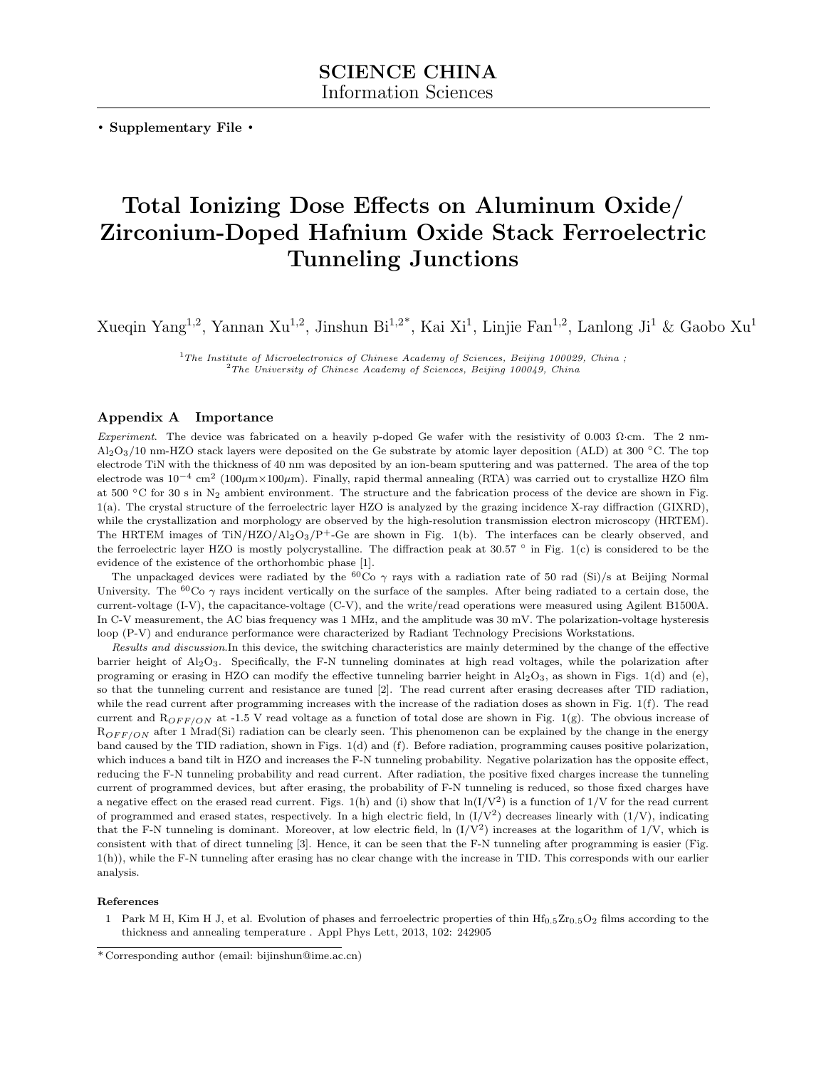**SCIENCE CHINA**
Information Sciences

• **Supplementary File** •

# Total Ionizing Dose Effects on Aluminum Oxide/ Zirconium-Doped Hafnium Oxide Stack Ferroelectric Tunneling Junctions

Xueqin Yang[1,2], Yannan Xu[1,2], Jinshun Bi[1,2*], Kai Xi[1], Linjie Fan[1,2], Lanlong Ji[1] & Gaobo Xu[1]

[1] *The Institute of Microelectronics of Chinese Academy of Sciences, Beijing 100029, China ;*
[2] *The University of Chinese Academy of Sciences, Beijing 100049, China*

## Appendix A Importance

*Experiment*. The device was fabricated on a heavily p-doped Ge wafer with the resistivity of 0.003 Ω·cm. The 2 nm-$Al_2O_3$/10 nm-HZO stack layers were deposited on the Ge substrate by atomic layer deposition (ALD) at 300 °C. The top electrode TiN with the thickness of 40 nm was deposited by an ion-beam sputtering and was patterned. The area of the top electrode was $10^{-4}$ $cm^2$ (100μm×100μm). Finally, rapid thermal annealing (RTA) was carried out to crystallize HZO film at 500 °C for 30 s in $N_2$ ambient environment. The structure and the fabrication process of the device are shown in Fig. 1(a). The crystal structure of the ferroelectric layer HZO is analyzed by the grazing incidence X-ray diffraction (GIXRD), while the crystallization and morphology are observed by the high-resolution transmission electron microscopy (HRTEM). The HRTEM images of TiN/HZO/$Al_2O_3$/$P^+$-Ge are shown in Fig. 1(b). The interfaces can be clearly observed, and the ferroelectric layer HZO is mostly polycrystalline. The diffraction peak at 30.57 ° in Fig. 1(c) is considered to be the evidence of the existence of the orthorhombic phase [1].

The unpackaged devices were radiated by the $^{60}$Co $\gamma$ rays with a radiation rate of 50 rad (Si)/s at Beijing Normal University. The $^{60}$Co $\gamma$ rays incident vertically on the surface of the samples. After being radiated to a certain dose, the current-voltage (I-V), the capacitance-voltage (C-V), and the write/read operations were measured using Agilent B1500A. In C-V measurement, the AC bias frequency was 1 MHz, and the amplitude was 30 mV. The polarization-voltage hysteresis loop (P-V) and endurance performance were characterized by Radiant Technology Precisions Workstations.

*Results and discussion.*In this device, the switching characteristics are mainly determined by the change of the effective barrier height of $Al_2O_3$. Specifically, the F-N tunneling dominates at high read voltages, while the polarization after programing or erasing in HZO can modify the effective tunneling barrier height in $Al_2O_3$, as shown in Figs. 1(d) and (e), so that the tunneling current and resistance are tuned [2]. The read current after erasing decreases after TID radiation, while the read current after programming increases with the increase of the radiation doses as shown in Fig. 1(f). The read current and $R_{OFF/ON}$ at -1.5 V read voltage as a function of total dose are shown in Fig. 1(g). The obvious increase of $R_{OFF/ON}$ after 1 Mrad(Si) radiation can be clearly seen. This phenomenon can be explained by the change in the energy band caused by the TID radiation, shown in Figs. 1(d) and (f). Before radiation, programming causes positive polarization, which induces a band tilt in HZO and increases the F-N tunneling probability. Negative polarization has the opposite effect, reducing the F-N tunneling probability and read current. After radiation, the positive fixed charges increase the tunneling current of programmed devices, but after erasing, the probability of F-N tunneling is reduced, so those fixed charges have a negative effect on the erased read current. Figs. 1(h) and (i) show that ln($I/V^2$) is a function of 1/V for the read current of programmed and erased states, respectively. In a high electric field, ln ($I/V^2$) decreases linearly with (1/V), indicating that the F-N tunneling is dominant. Moreover, at low electric field, ln ($I/V^2$) increases at the logarithm of 1/V, which is consistent with that of direct tunneling [3]. Hence, it can be seen that the F-N tunneling after programming is easier (Fig. 1(h)), while the F-N tunneling after erasing has no clear change with the increase in TID. This corresponds with our earlier analysis.

**References**

1 Park M H, Kim H J, et al. Evolution of phases and ferroelectric properties of thin $Hf_{0.5}Zr_{0.5}O_2$ films according to the thickness and annealing temperature . Appl Phys Lett, 2013, 102: 242905

*Corresponding author (email: bijinshun@ime.ac.cn)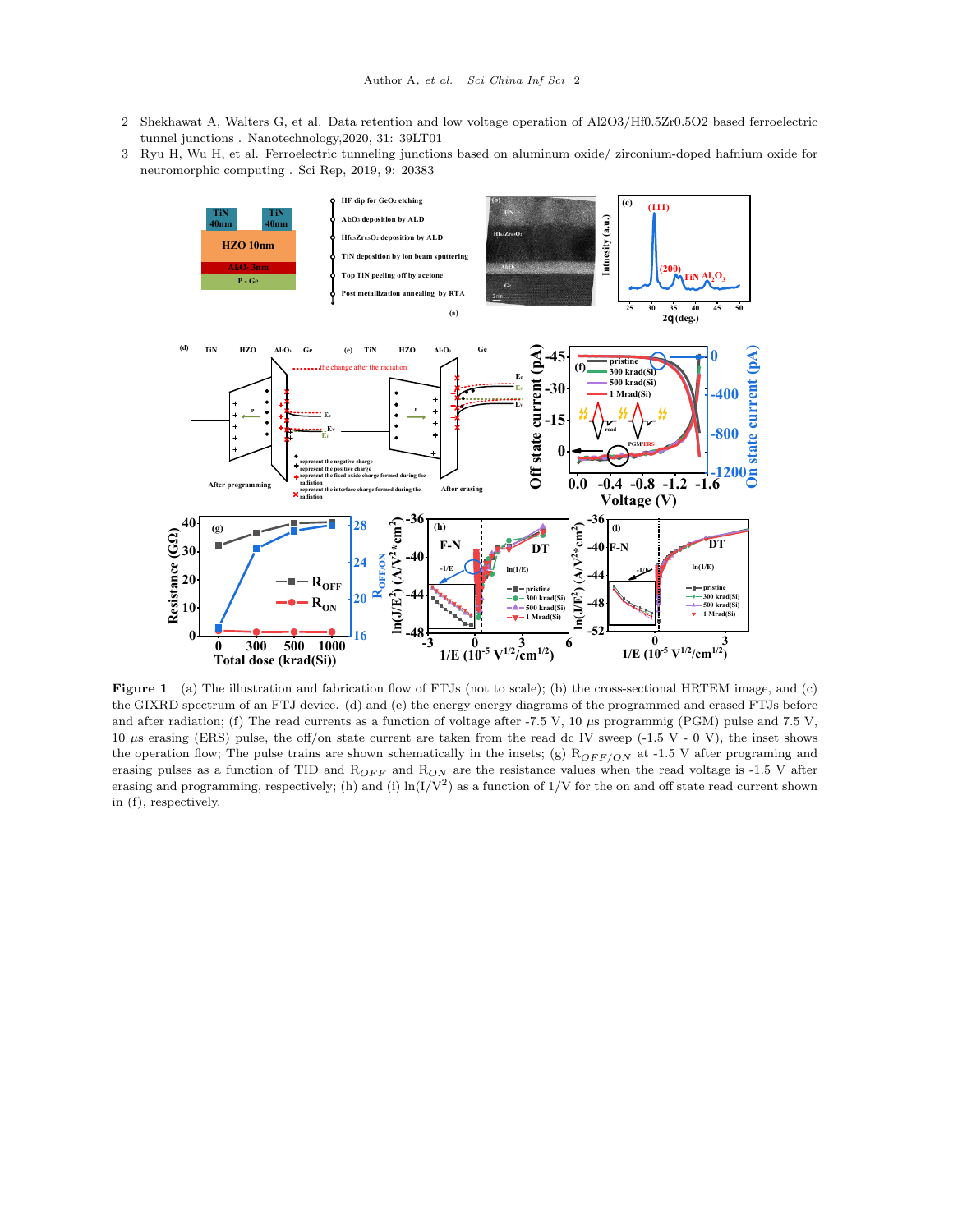2 Shekhawat A, Walters G, et al. Data retention and low voltage operation of Al2O3/Hf0.5Zr0.5O2 based ferroelectric tunnel junctions . Nanotechnology,2020, 31: 39LT01

3 Ryu H, Wu H, et al. Ferroelectric tunneling junctions based on aluminum oxide/ zirconium-doped hafnium oxide for neuromorphic computing . Sci Rep, 2019, 9: 20383

**Figure 1** (a) The illustration and fabrication flow of FTJs (not to scale); (b) the cross-sectional HRTEM image, and (c) the GIXRD spectrum of an FTJ device. (d) and (e) the energy energy diagrams of the programmed and erased FTJs before and after radiation; (f) The read currents as a function of voltage after -7.5 V, 10 $\mu$s programmig (PGM) pulse and 7.5 V, 10 $\mu$s erasing (ERS) pulse, the off/on state current are taken from the read dc IV sweep (-1.5 V - 0 V), the inset shows the operation flow; The pulse trains are shown schematically in the insets; (g) $R_{OFF/ON}$ at -1.5 V after programing and erasing pulses as a function of TID and $R_{OFF}$ and $R_{ON}$ are the resistance values when the read voltage is -1.5 V after erasing and programming, respectively; (h) and (i) $\ln(I/V^2)$ as a function of 1/V for the on and off state read current shown in (f), respectively.